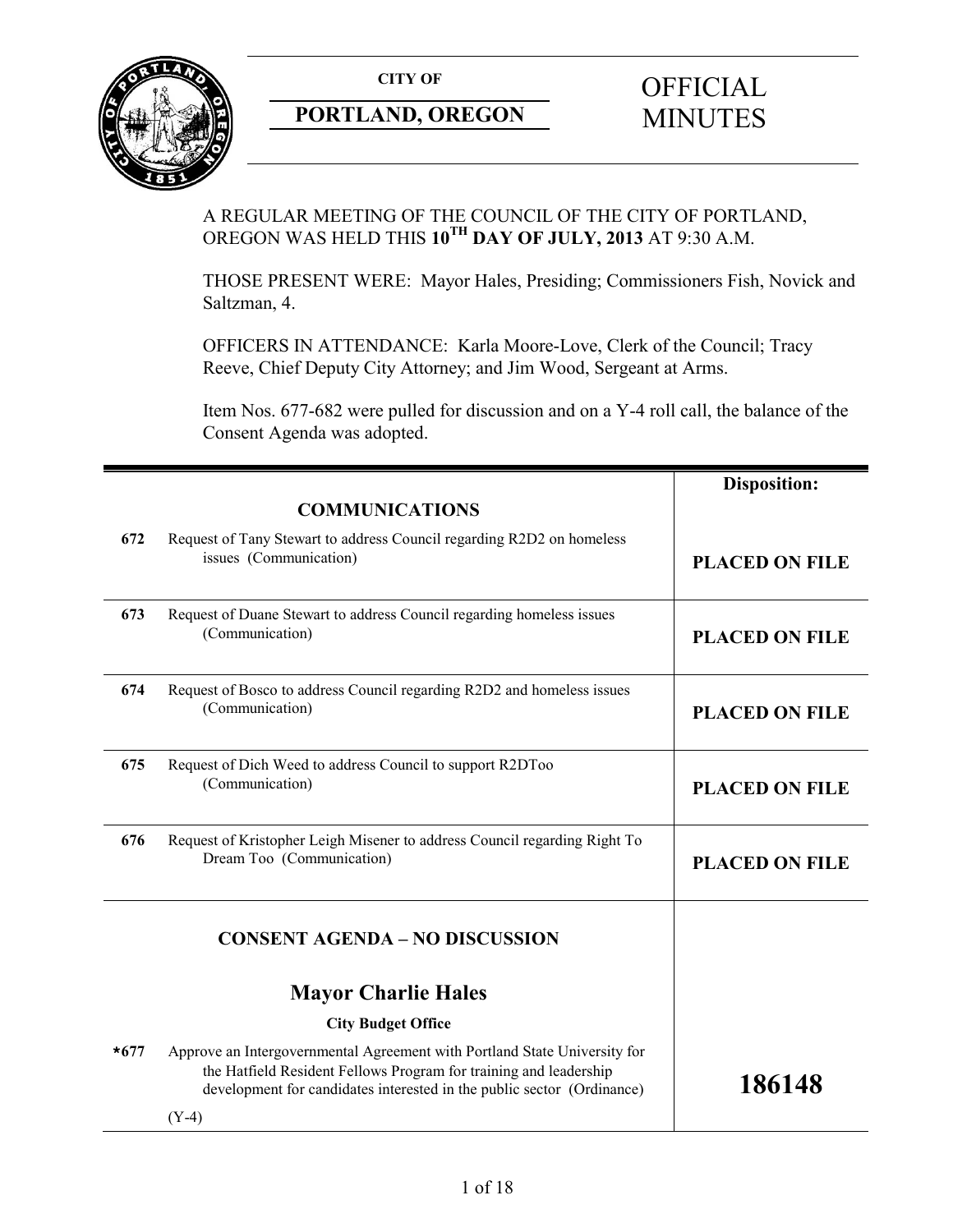**CITY OF**

**PORTLAND, OREGON**

# OFFICIAL MINUTES

A REGULAR MEETING OF THE COUNCIL OF THE CITY OF PORTLAND, OREGON WAS HELD THIS **10TH DAY OF JULY, 2013** AT 9:30 A.M.

THOSE PRESENT WERE: Mayor Hales, Presiding; Commissioners Fish, Novick and Saltzman, 4.

OFFICERS IN ATTENDANCE: Karla Moore-Love, Clerk of the Council; Tracy Reeve, Chief Deputy City Attorney; and Jim Wood, Sergeant at Arms.

Item Nos. 677-682 were pulled for discussion and on a Y-4 roll call, the balance of the Consent Agenda was adopted.

| | | **Disposition:** |
|---|---|---|
| | **COMMUNICATIONS** | |
| **672** | Request of Tany Stewart to address Council regarding R2D2 on homeless issues (Communication) | **PLACED ON FILE** |
| **673** | Request of Duane Stewart to address Council regarding homeless issues (Communication) | **PLACED ON FILE** |
| **674** | Request of Bosco to address Council regarding R2D2 and homeless issues (Communication) | **PLACED ON FILE** |
| **675** | Request of Dich Weed to address Council to support R2DToo (Communication) | **PLACED ON FILE** |
| **676** | Request of Kristopher Leigh Misener to address Council regarding Right To Dream Too (Communication) | **PLACED ON FILE** |
| | **CONSENT AGENDA – NO DISCUSSION** | |
| | **Mayor Charlie Hales** | |
| | **City Budget Office** | |
| ***677** | Approve an Intergovernmental Agreement with Portland State University for the Hatfield Resident Fellows Program for training and leadership development for candidates interested in the public sector (Ordinance)<br><br>(Y-4) | **186148** |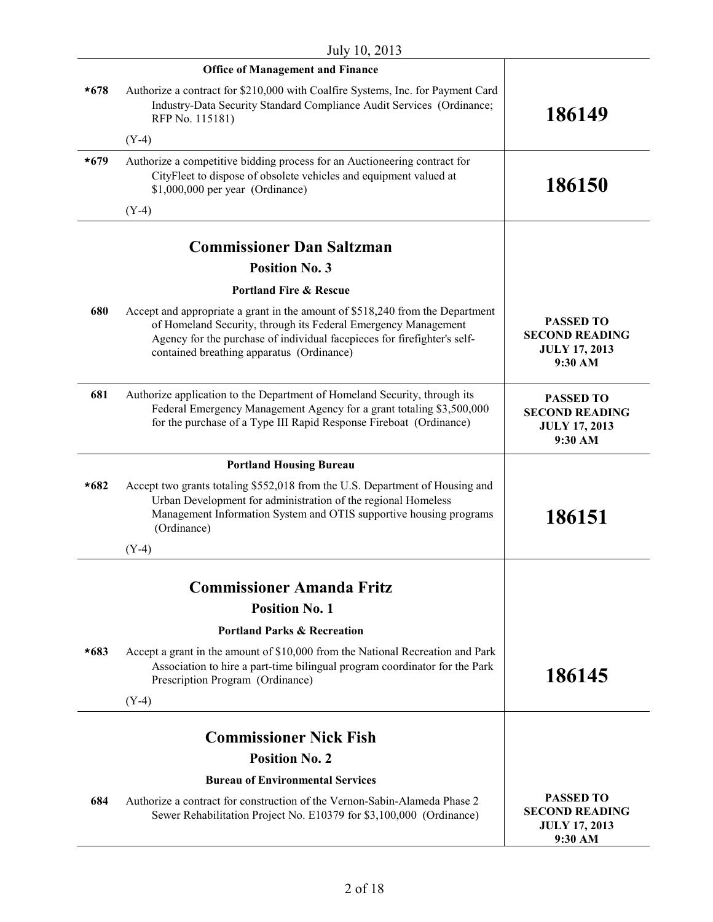| | | |
|---|---|---|
| | **Office of Management and Finance** | |
| ***678** | Authorize a contract for $210,000 with Coalfire Systems, Inc. for Payment Card Industry-Data Security Standard Compliance Audit Services (Ordinance; RFP No. 115181)<br>(Y-4) | **186149** |
| ***679** | Authorize a competitive bidding process for an Auctioneering contract for CityFleet to dispose of obsolete vehicles and equipment valued at $1,000,000 per year (Ordinance)<br>(Y-4) | **186150** |
| | **Commissioner Dan Saltzman**<br>**Position No. 3**<br>**Portland Fire & Rescue** | |
| **680** | Accept and appropriate a grant in the amount of $518,240 from the Department of Homeland Security, through its Federal Emergency Management Agency for the purchase of individual facepieces for firefighter's self-contained breathing apparatus (Ordinance) | **PASSED TO SECOND READING JULY 17, 2013 9:30 AM** |
| **681** | Authorize application to the Department of Homeland Security, through its Federal Emergency Management Agency for a grant totaling $3,500,000 for the purchase of a Type III Rapid Response Fireboat (Ordinance) | **PASSED TO SECOND READING JULY 17, 2013 9:30 AM** |
| | **Portland Housing Bureau** | |
| ***682** | Accept two grants totaling $552,018 from the U.S. Department of Housing and Urban Development for administration of the regional Homeless Management Information System and OTIS supportive housing programs (Ordinance)<br>(Y-4) | **186151** |
| | **Commissioner Amanda Fritz**<br>**Position No. 1**<br>**Portland Parks & Recreation** | |
| ***683** | Accept a grant in the amount of $10,000 from the National Recreation and Park Association to hire a part-time bilingual program coordinator for the Park Prescription Program (Ordinance)<br>(Y-4) | **186145** |
| | **Commissioner Nick Fish**<br>**Position No. 2**<br>**Bureau of Environmental Services** | |
| **684** | Authorize a contract for construction of the Vernon-Sabin-Alameda Phase 2 Sewer Rehabilitation Project No. E10379 for $3,100,000 (Ordinance) | **PASSED TO SECOND READING JULY 17, 2013 9:30 AM** |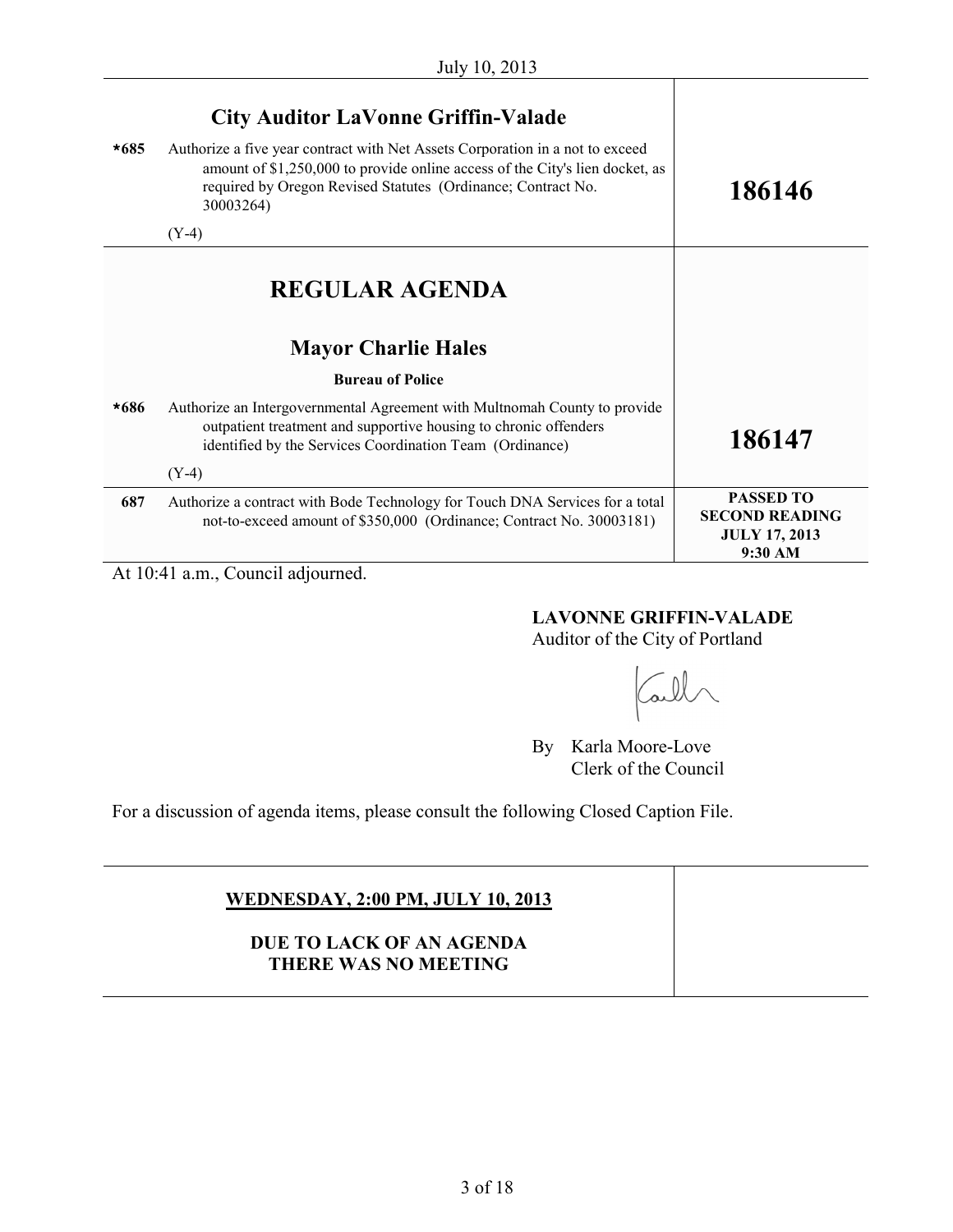July 10, 2013

| | | |
|---|---|---|
| | **City Auditor LaVonne Griffin-Valade** | |
| *685 | Authorize a five year contract with Net Assets Corporation in a not to exceed amount of $1,250,000 to provide online access of the City's lien docket, as required by Oregon Revised Statutes (Ordinance; Contract No. 30003264)<br><br>(Y-4) | **186146** |
| | **REGULAR AGENDA**<br><br>**Mayor Charlie Hales**<br><br>**Bureau of Police** | |
| *686 | Authorize an Intergovernmental Agreement with Multnomah County to provide outpatient treatment and supportive housing to chronic offenders identified by the Services Coordination Team (Ordinance)<br><br>(Y-4) | **186147** |
| 687 | Authorize a contract with Bode Technology for Touch DNA Services for a total not-to-exceed amount of $350,000 (Ordinance; Contract No. 30003181) | **PASSED TO SECOND READING JULY 17, 2013 9:30 AM** |

At 10:41 a.m., Council adjourned.

**LAVONNE GRIFFIN-VALADE**
Auditor of the City of Portland

By Karla Moore-Love
Clerk of the Council

For a discussion of agenda items, please consult the following Closed Caption File.

| | |
|---|---|
| **WEDNESDAY, 2:00 PM, JULY 10, 2013**<br><br>**DUE TO LACK OF AN AGENDA THERE WAS NO MEETING** | |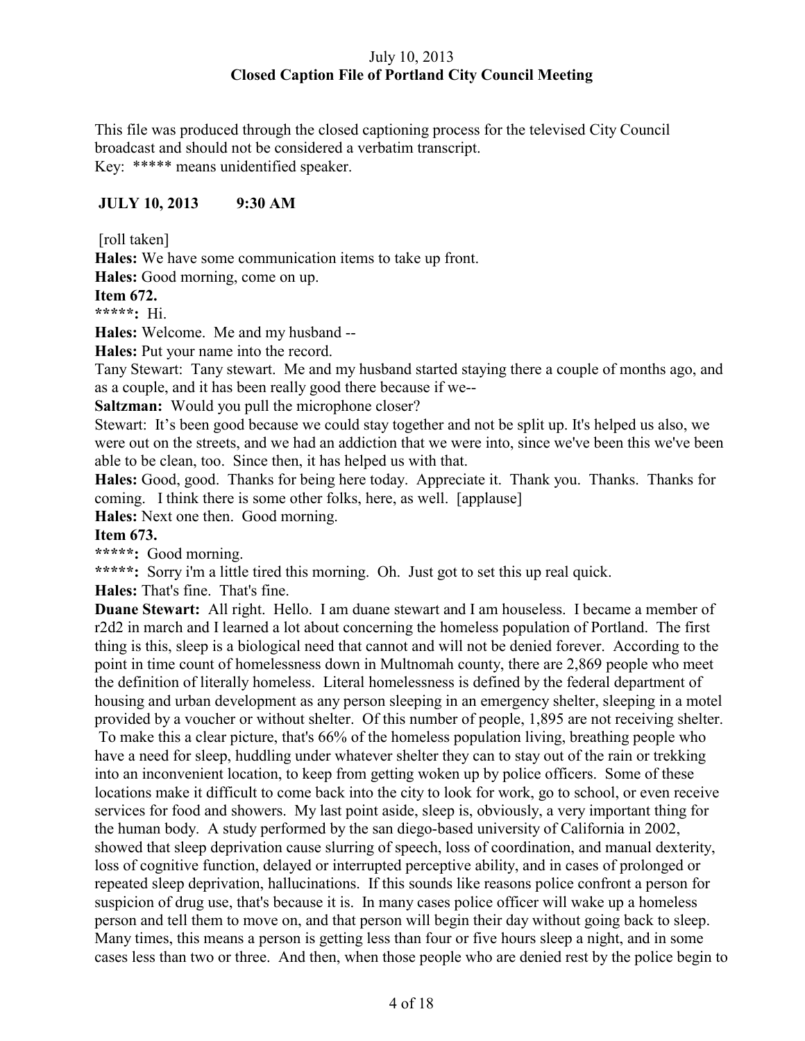This file was produced through the closed captioning process for the televised City Council broadcast and should not be considered a verbatim transcript.
Key: ***** means unidentified speaker.

**JULY 10, 2013 9:30 AM**

[roll taken]

**Hales:** We have some communication items to take up front.

**Hales:** Good morning, come on up.

**Item 672.**

*****: Hi.

**Hales:** Welcome. Me and my husband --

**Hales:** Put your name into the record.

Tany Stewart: Tany stewart. Me and my husband started staying there a couple of months ago, and as a couple, and it has been really good there because if we--

**Saltzman:** Would you pull the microphone closer?

Stewart: It's been good because we could stay together and not be split up. It's helped us also, we were out on the streets, and we had an addiction that we were into, since we've been this we've been able to be clean, too. Since then, it has helped us with that.

**Hales:** Good, good. Thanks for being here today. Appreciate it. Thank you. Thanks. Thanks for coming. I think there is some other folks, here, as well. [applause]

**Hales:** Next one then. Good morning.

**Item 673.**

*****: Good morning.

*****: Sorry i'm a little tired this morning. Oh. Just got to set this up real quick.

**Hales:** That's fine. That's fine.

**Duane Stewart:** All right. Hello. I am duane stewart and I am houseless. I became a member of r2d2 in march and I learned a lot about concerning the homeless population of Portland. The first thing is this, sleep is a biological need that cannot and will not be denied forever. According to the point in time count of homelessness down in Multnomah county, there are 2,869 people who meet the definition of literally homeless. Literal homelessness is defined by the federal department of housing and urban development as any person sleeping in an emergency shelter, sleeping in a motel provided by a voucher or without shelter. Of this number of people, 1,895 are not receiving shelter. To make this a clear picture, that's 66% of the homeless population living, breathing people who have a need for sleep, huddling under whatever shelter they can to stay out of the rain or trekking into an inconvenient location, to keep from getting woken up by police officers. Some of these locations make it difficult to come back into the city to look for work, go to school, or even receive services for food and showers. My last point aside, sleep is, obviously, a very important thing for the human body. A study performed by the san diego-based university of California in 2002, showed that sleep deprivation cause slurring of speech, loss of coordination, and manual dexterity, loss of cognitive function, delayed or interrupted perceptive ability, and in cases of prolonged or repeated sleep deprivation, hallucinations. If this sounds like reasons police confront a person for suspicion of drug use, that's because it is. In many cases police officer will wake up a homeless person and tell them to move on, and that person will begin their day without going back to sleep. Many times, this means a person is getting less than four or five hours sleep a night, and in some cases less than two or three. And then, when those people who are denied rest by the police begin to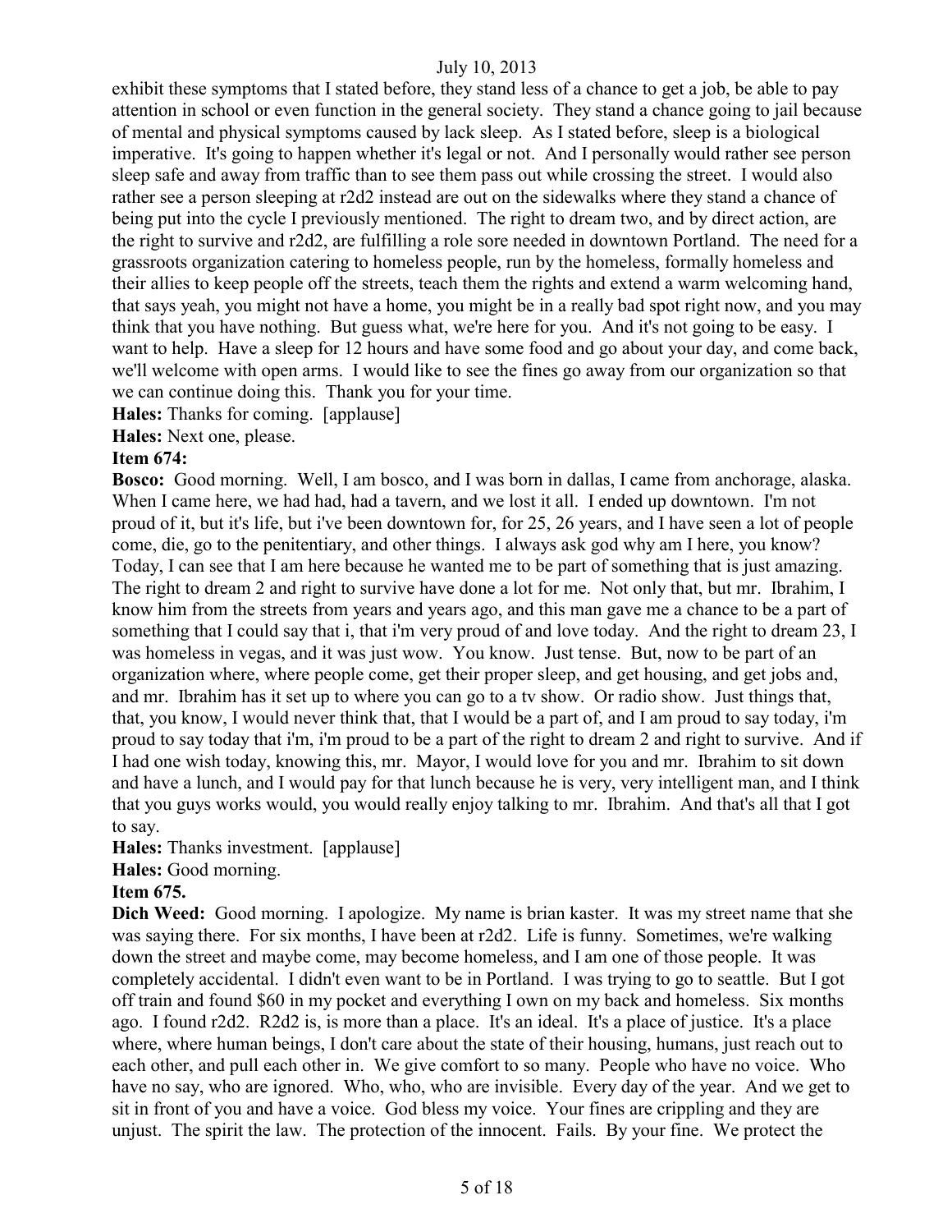exhibit these symptoms that I stated before, they stand less of a chance to get a job, be able to pay attention in school or even function in the general society. They stand a chance going to jail because of mental and physical symptoms caused by lack sleep. As I stated before, sleep is a biological imperative. It's going to happen whether it's legal or not. And I personally would rather see person sleep safe and away from traffic than to see them pass out while crossing the street. I would also rather see a person sleeping at r2d2 instead are out on the sidewalks where they stand a chance of being put into the cycle I previously mentioned. The right to dream two, and by direct action, are the right to survive and r2d2, are fulfilling a role sore needed in downtown Portland. The need for a grassroots organization catering to homeless people, run by the homeless, formally homeless and their allies to keep people off the streets, teach them the rights and extend a warm welcoming hand, that says yeah, you might not have a home, you might be in a really bad spot right now, and you may think that you have nothing. But guess what, we're here for you. And it's not going to be easy. I want to help. Have a sleep for 12 hours and have some food and go about your day, and come back, we'll welcome with open arms. I would like to see the fines go away from our organization so that we can continue doing this. Thank you for your time.

**Hales:** Thanks for coming. [applause]

**Hales:** Next one, please.

**Item 674:**

**Bosco:** Good morning. Well, I am bosco, and I was born in dallas, I came from anchorage, alaska. When I came here, we had had, had a tavern, and we lost it all. I ended up downtown. I'm not proud of it, but it's life, but i've been downtown for, for 25, 26 years, and I have seen a lot of people come, die, go to the penitentiary, and other things. I always ask god why am I here, you know? Today, I can see that I am here because he wanted me to be part of something that is just amazing. The right to dream 2 and right to survive have done a lot for me. Not only that, but mr. Ibrahim, I know him from the streets from years and years ago, and this man gave me a chance to be a part of something that I could say that i, that i'm very proud of and love today. And the right to dream 23, I was homeless in vegas, and it was just wow. You know. Just tense. But, now to be part of an organization where, where people come, get their proper sleep, and get housing, and get jobs and, and mr. Ibrahim has it set up to where you can go to a tv show. Or radio show. Just things that, that, you know, I would never think that, that I would be a part of, and I am proud to say today, i'm proud to say today that i'm, i'm proud to be a part of the right to dream 2 and right to survive. And if I had one wish today, knowing this, mr. Mayor, I would love for you and mr. Ibrahim to sit down and have a lunch, and I would pay for that lunch because he is very, very intelligent man, and I think that you guys works would, you would really enjoy talking to mr. Ibrahim. And that's all that I got to say.

**Hales:** Thanks investment. [applause]

**Hales:** Good morning.

**Item 675.**

**Dich Weed:** Good morning. I apologize. My name is brian kaster. It was my street name that she was saying there. For six months, I have been at r2d2. Life is funny. Sometimes, we're walking down the street and maybe come, may become homeless, and I am one of those people. It was completely accidental. I didn't even want to be in Portland. I was trying to go to seattle. But I got off train and found $60 in my pocket and everything I own on my back and homeless. Six months ago. I found r2d2. R2d2 is, is more than a place. It's an ideal. It's a place of justice. It's a place where, where human beings, I don't care about the state of their housing, humans, just reach out to each other, and pull each other in. We give comfort to so many. People who have no voice. Who have no say, who are ignored. Who, who, who are invisible. Every day of the year. And we get to sit in front of you and have a voice. God bless my voice. Your fines are crippling and they are unjust. The spirit the law. The protection of the innocent. Fails. By your fine. We protect the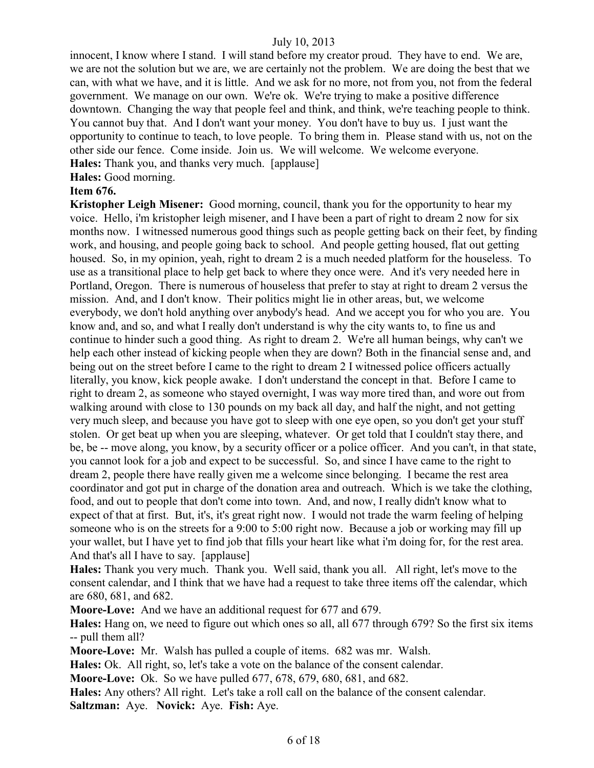innocent, I know where I stand. I will stand before my creator proud. They have to end. We are, we are not the solution but we are, we are certainly not the problem. We are doing the best that we can, with what we have, and it is little. And we ask for no more, not from you, not from the federal government. We manage on our own. We're ok. We're trying to make a positive difference downtown. Changing the way that people feel and think, and think, we're teaching people to think. You cannot buy that. And I don't want your money. You don't have to buy us. I just want the opportunity to continue to teach, to love people. To bring them in. Please stand with us, not on the other side our fence. Come inside. Join us. We will welcome. We welcome everyone.

**Hales:** Thank you, and thanks very much. [applause]

**Hales:** Good morning.

**Item 676.**

**Kristopher Leigh Misener:** Good morning, council, thank you for the opportunity to hear my voice. Hello, i'm kristopher leigh misener, and I have been a part of right to dream 2 now for six months now. I witnessed numerous good things such as people getting back on their feet, by finding work, and housing, and people going back to school. And people getting housed, flat out getting housed. So, in my opinion, yeah, right to dream 2 is a much needed platform for the houseless. To use as a transitional place to help get back to where they once were. And it's very needed here in Portland, Oregon. There is numerous of houseless that prefer to stay at right to dream 2 versus the mission. And, and I don't know. Their politics might lie in other areas, but, we welcome everybody, we don't hold anything over anybody's head. And we accept you for who you are. You know and, and so, and what I really don't understand is why the city wants to, to fine us and continue to hinder such a good thing. As right to dream 2. We're all human beings, why can't we help each other instead of kicking people when they are down? Both in the financial sense and, and being out on the street before I came to the right to dream 2 I witnessed police officers actually literally, you know, kick people awake. I don't understand the concept in that. Before I came to right to dream 2, as someone who stayed overnight, I was way more tired than, and wore out from walking around with close to 130 pounds on my back all day, and half the night, and not getting very much sleep, and because you have got to sleep with one eye open, so you don't get your stuff stolen. Or get beat up when you are sleeping, whatever. Or get told that I couldn't stay there, and be, be -- move along, you know, by a security officer or a police officer. And you can't, in that state, you cannot look for a job and expect to be successful. So, and since I have came to the right to dream 2, people there have really given me a welcome since belonging. I became the rest area coordinator and got put in charge of the donation area and outreach. Which is we take the clothing, food, and out to people that don't come into town. And, and now, I really didn't know what to expect of that at first. But, it's, it's great right now. I would not trade the warm feeling of helping someone who is on the streets for a 9:00 to 5:00 right now. Because a job or working may fill up your wallet, but I have yet to find job that fills your heart like what i'm doing for, for the rest area. And that's all I have to say. [applause]

**Hales:** Thank you very much. Thank you. Well said, thank you all. All right, let's move to the consent calendar, and I think that we have had a request to take three items off the calendar, which are 680, 681, and 682.

**Moore-Love:** And we have an additional request for 677 and 679.

**Hales:** Hang on, we need to figure out which ones so all, all 677 through 679? So the first six items -- pull them all?

**Moore-Love:** Mr. Walsh has pulled a couple of items. 682 was mr. Walsh.

**Hales:** Ok. All right, so, let's take a vote on the balance of the consent calendar.

**Moore-Love:** Ok. So we have pulled 677, 678, 679, 680, 681, and 682.

**Hales:** Any others? All right. Let's take a roll call on the balance of the consent calendar.

**Saltzman:** Aye. **Novick:** Aye. **Fish:** Aye.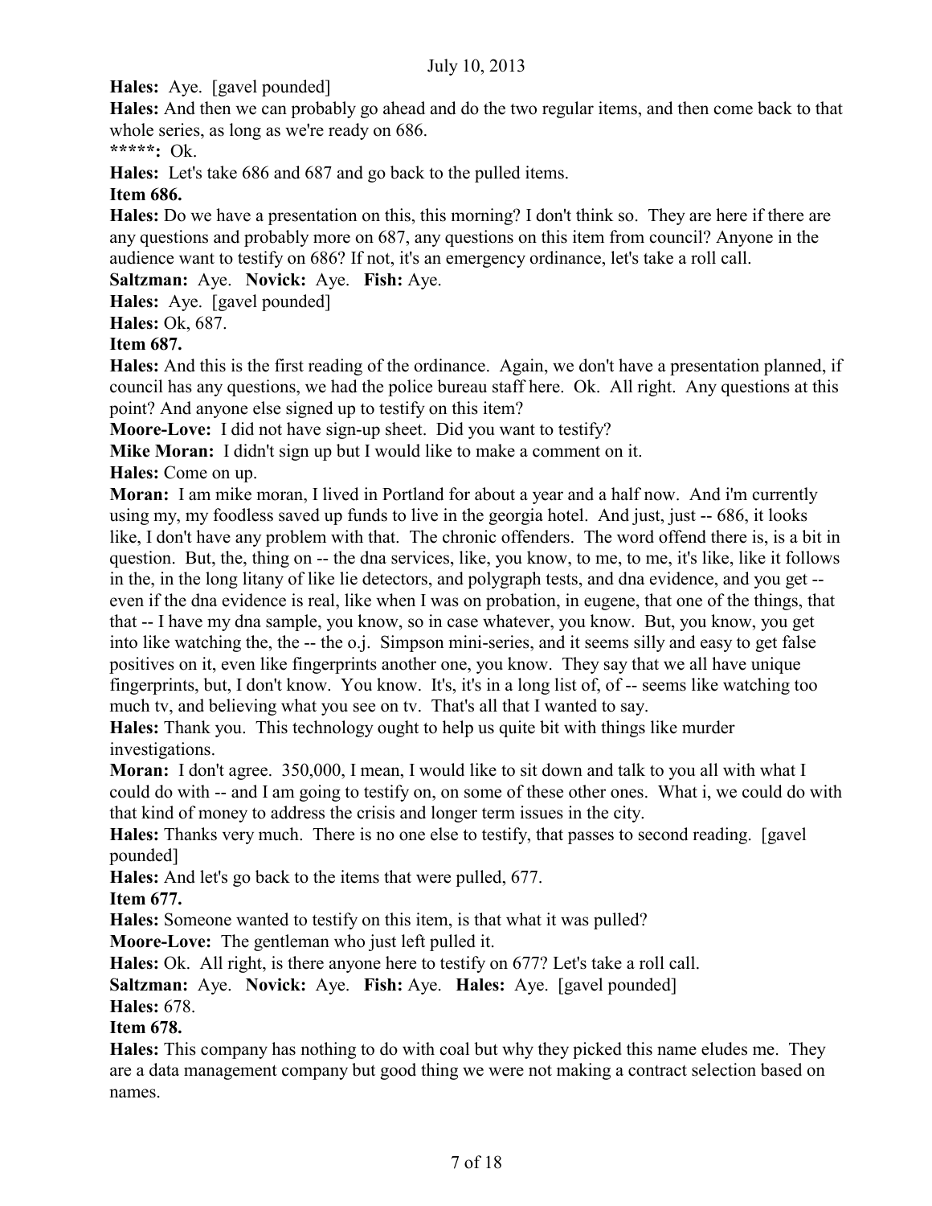**Hales:** Aye. [gavel pounded]

**Hales:** And then we can probably go ahead and do the two regular items, and then come back to that whole series, as long as we're ready on 686.

*****:** Ok.

**Hales:** Let's take 686 and 687 and go back to the pulled items.

**Item 686.**

**Hales:** Do we have a presentation on this, this morning? I don't think so. They are here if there are any questions and probably more on 687, any questions on this item from council? Anyone in the audience want to testify on 686? If not, it's an emergency ordinance, let's take a roll call.

**Saltzman:** Aye. **Novick:** Aye. **Fish:** Aye.

**Hales:** Aye. [gavel pounded]

**Hales:** Ok, 687.

**Item 687.**

**Hales:** And this is the first reading of the ordinance. Again, we don't have a presentation planned, if council has any questions, we had the police bureau staff here. Ok. All right. Any questions at this point? And anyone else signed up to testify on this item?

**Moore-Love:** I did not have sign-up sheet. Did you want to testify?

**Mike Moran:** I didn't sign up but I would like to make a comment on it.

**Hales:** Come on up.

**Moran:** I am mike moran, I lived in Portland for about a year and a half now. And i'm currently using my, my foodless saved up funds to live in the georgia hotel. And just, just -- 686, it looks like, I don't have any problem with that. The chronic offenders. The word offend there is, is a bit in question. But, the, thing on -- the dna services, like, you know, to me, to me, it's like, like it follows in the, in the long litany of like lie detectors, and polygraph tests, and dna evidence, and you get -- even if the dna evidence is real, like when I was on probation, in eugene, that one of the things, that that -- I have my dna sample, you know, so in case whatever, you know. But, you know, you get into like watching the, the -- the o.j. Simpson mini-series, and it seems silly and easy to get false positives on it, even like fingerprints another one, you know. They say that we all have unique fingerprints, but, I don't know. You know. It's, it's in a long list of, of -- seems like watching too much tv, and believing what you see on tv. That's all that I wanted to say.

**Hales:** Thank you. This technology ought to help us quite bit with things like murder investigations.

**Moran:** I don't agree. 350,000, I mean, I would like to sit down and talk to you all with what I could do with -- and I am going to testify on, on some of these other ones. What i, we could do with that kind of money to address the crisis and longer term issues in the city.

**Hales:** Thanks very much. There is no one else to testify, that passes to second reading. [gavel pounded]

**Hales:** And let's go back to the items that were pulled, 677.

**Item 677.**

**Hales:** Someone wanted to testify on this item, is that what it was pulled?

**Moore-Love:** The gentleman who just left pulled it.

**Hales:** Ok. All right, is there anyone here to testify on 677? Let's take a roll call.

**Saltzman:** Aye. **Novick:** Aye. **Fish:** Aye. **Hales:** Aye. [gavel pounded]

**Hales:** 678.

**Item 678.**

**Hales:** This company has nothing to do with coal but why they picked this name eludes me. They are a data management company but good thing we were not making a contract selection based on names.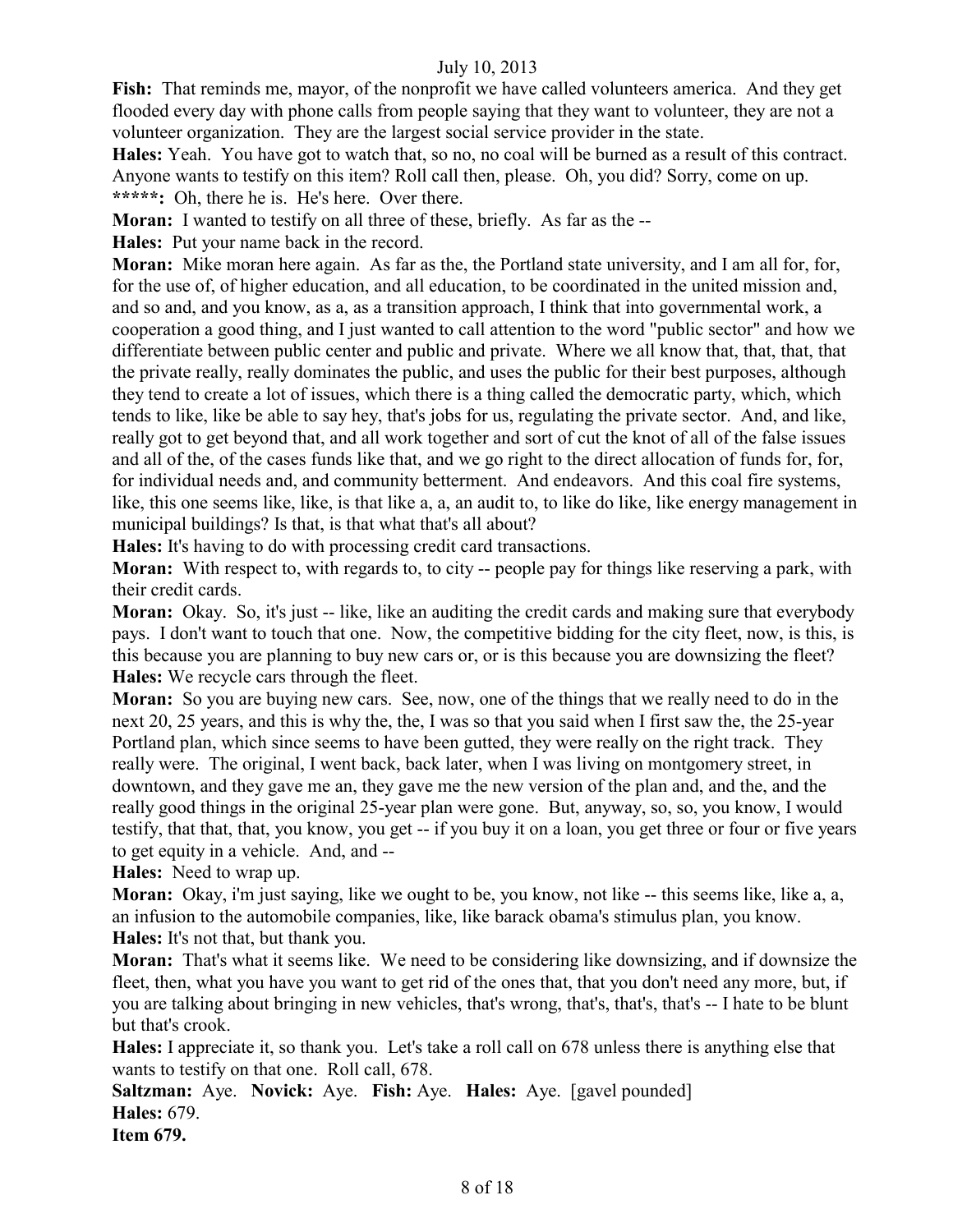**Fish:** That reminds me, mayor, of the nonprofit we have called volunteers america. And they get flooded every day with phone calls from people saying that they want to volunteer, they are not a volunteer organization. They are the largest social service provider in the state.

**Hales:** Yeah. You have got to watch that, so no, no coal will be burned as a result of this contract. Anyone wants to testify on this item? Roll call then, please. Oh, you did? Sorry, come on up.

**\*\*\*\*\*:** Oh, there he is. He's here. Over there.

**Moran:** I wanted to testify on all three of these, briefly. As far as the --

**Hales:** Put your name back in the record.

**Moran:** Mike moran here again. As far as the, the Portland state university, and I am all for, for, for the use of, of higher education, and all education, to be coordinated in the united mission and, and so and, and you know, as a, as a transition approach, I think that into governmental work, a cooperation a good thing, and I just wanted to call attention to the word "public sector" and how we differentiate between public center and public and private. Where we all know that, that, that, that the private really, really dominates the public, and uses the public for their best purposes, although they tend to create a lot of issues, which there is a thing called the democratic party, which, which tends to like, like be able to say hey, that's jobs for us, regulating the private sector. And, and like, really got to get beyond that, and all work together and sort of cut the knot of all of the false issues and all of the, of the cases funds like that, and we go right to the direct allocation of funds for, for, for individual needs and, and community betterment. And endeavors. And this coal fire systems, like, this one seems like, like, is that like a, a, an audit to, to like do like, like energy management in municipal buildings? Is that, is that what that's all about?

**Hales:** It's having to do with processing credit card transactions.

**Moran:** With respect to, with regards to, to city -- people pay for things like reserving a park, with their credit cards.

**Moran:** Okay. So, it's just -- like, like an auditing the credit cards and making sure that everybody pays. I don't want to touch that one. Now, the competitive bidding for the city fleet, now, is this, is this because you are planning to buy new cars or, or is this because you are downsizing the fleet?

**Hales:** We recycle cars through the fleet.

**Moran:** So you are buying new cars. See, now, one of the things that we really need to do in the next 20, 25 years, and this is why the, the, I was so that you said when I first saw the, the 25-year Portland plan, which since seems to have been gutted, they were really on the right track. They really were. The original, I went back, back later, when I was living on montgomery street, in downtown, and they gave me an, they gave me the new version of the plan and, and the, and the really good things in the original 25-year plan were gone. But, anyway, so, so, you know, I would testify, that that, that, you know, you get -- if you buy it on a loan, you get three or four or five years to get equity in a vehicle. And, and --

**Hales:** Need to wrap up.

**Moran:** Okay, i'm just saying, like we ought to be, you know, not like -- this seems like, like a, a, an infusion to the automobile companies, like, like barack obama's stimulus plan, you know.

**Hales:** It's not that, but thank you.

**Moran:** That's what it seems like. We need to be considering like downsizing, and if downsize the fleet, then, what you have you want to get rid of the ones that, that you don't need any more, but, if you are talking about bringing in new vehicles, that's wrong, that's, that's, that's -- I hate to be blunt but that's crook.

**Hales:** I appreciate it, so thank you. Let's take a roll call on 678 unless there is anything else that wants to testify on that one. Roll call, 678.

**Saltzman:** Aye. **Novick:** Aye. **Fish:** Aye. **Hales:** Aye. [gavel pounded]

**Hales:** 679.

**Item 679.**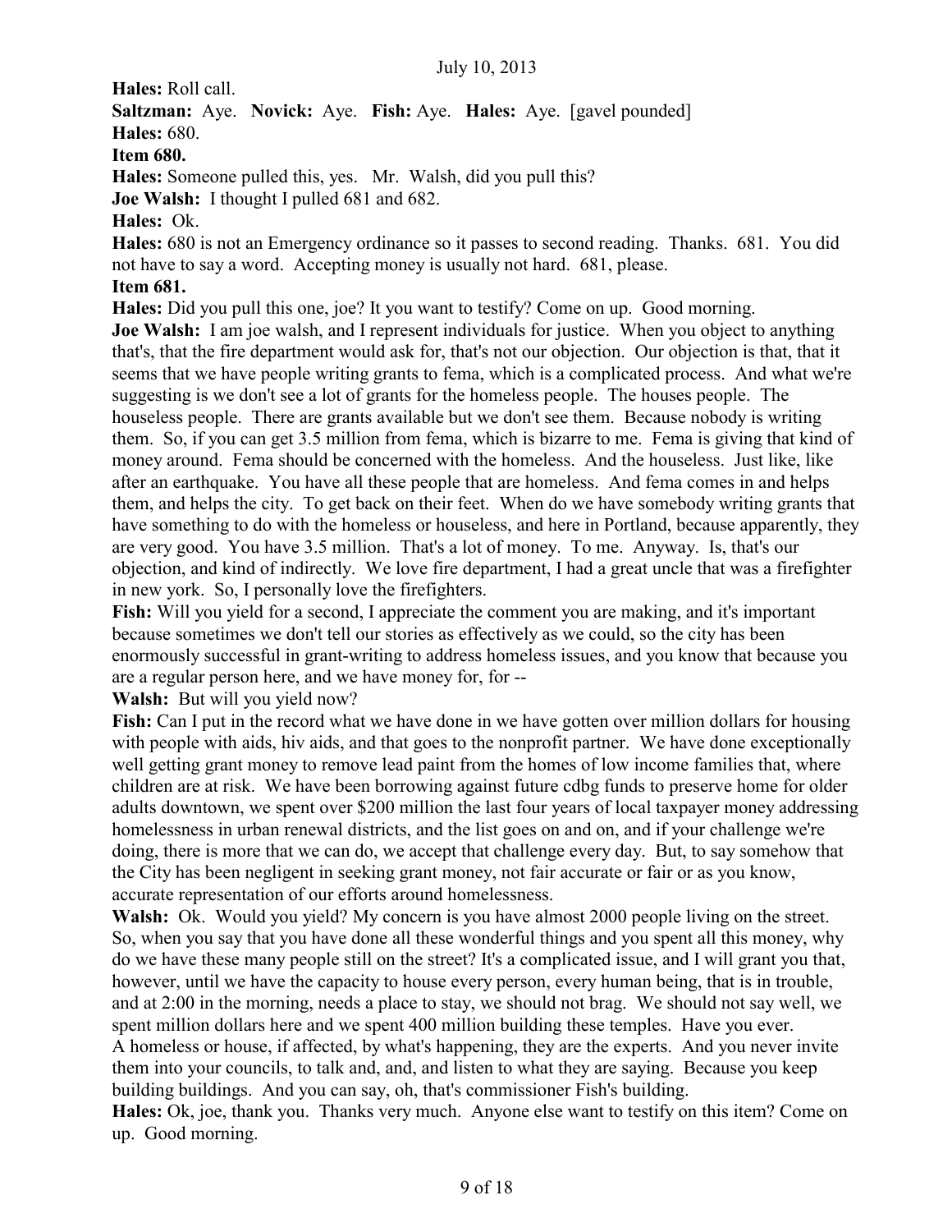**Hales:** Roll call.

**Saltzman:** Aye. **Novick:** Aye. **Fish:** Aye. **Hales:** Aye. [gavel pounded]

**Hales:** 680.

**Item 680.**

**Hales:** Someone pulled this, yes. Mr. Walsh, did you pull this?

**Joe Walsh:** I thought I pulled 681 and 682.

**Hales:** Ok.

**Hales:** 680 is not an Emergency ordinance so it passes to second reading. Thanks. 681. You did not have to say a word. Accepting money is usually not hard. 681, please.

**Item 681.**

**Hales:** Did you pull this one, joe? It you want to testify? Come on up. Good morning.

**Joe Walsh:** I am joe walsh, and I represent individuals for justice. When you object to anything that's, that the fire department would ask for, that's not our objection. Our objection is that, that it seems that we have people writing grants to fema, which is a complicated process. And what we're suggesting is we don't see a lot of grants for the homeless people. The houses people. The houseless people. There are grants available but we don't see them. Because nobody is writing them. So, if you can get 3.5 million from fema, which is bizarre to me. Fema is giving that kind of money around. Fema should be concerned with the homeless. And the houseless. Just like, like after an earthquake. You have all these people that are homeless. And fema comes in and helps them, and helps the city. To get back on their feet. When do we have somebody writing grants that have something to do with the homeless or houseless, and here in Portland, because apparently, they are very good. You have 3.5 million. That's a lot of money. To me. Anyway. Is, that's our objection, and kind of indirectly. We love fire department, I had a great uncle that was a firefighter in new york. So, I personally love the firefighters.

**Fish:** Will you yield for a second, I appreciate the comment you are making, and it's important because sometimes we don't tell our stories as effectively as we could, so the city has been enormously successful in grant-writing to address homeless issues, and you know that because you are a regular person here, and we have money for, for --

**Walsh:** But will you yield now?

**Fish:** Can I put in the record what we have done in we have gotten over million dollars for housing with people with aids, hiv aids, and that goes to the nonprofit partner. We have done exceptionally well getting grant money to remove lead paint from the homes of low income families that, where children are at risk. We have been borrowing against future cdbg funds to preserve home for older adults downtown, we spent over $200 million the last four years of local taxpayer money addressing homelessness in urban renewal districts, and the list goes on and on, and if your challenge we're doing, there is more that we can do, we accept that challenge every day. But, to say somehow that the City has been negligent in seeking grant money, not fair accurate or fair or as you know, accurate representation of our efforts around homelessness.

**Walsh:** Ok. Would you yield? My concern is you have almost 2000 people living on the street. So, when you say that you have done all these wonderful things and you spent all this money, why do we have these many people still on the street? It's a complicated issue, and I will grant you that, however, until we have the capacity to house every person, every human being, that is in trouble, and at 2:00 in the morning, needs a place to stay, we should not brag. We should not say well, we spent million dollars here and we spent 400 million building these temples. Have you ever.
A homeless or house, if affected, by what's happening, they are the experts. And you never invite them into your councils, to talk and, and, and listen to what they are saying. Because you keep building buildings. And you can say, oh, that's commissioner Fish's building.

**Hales:** Ok, joe, thank you. Thanks very much. Anyone else want to testify on this item? Come on up. Good morning.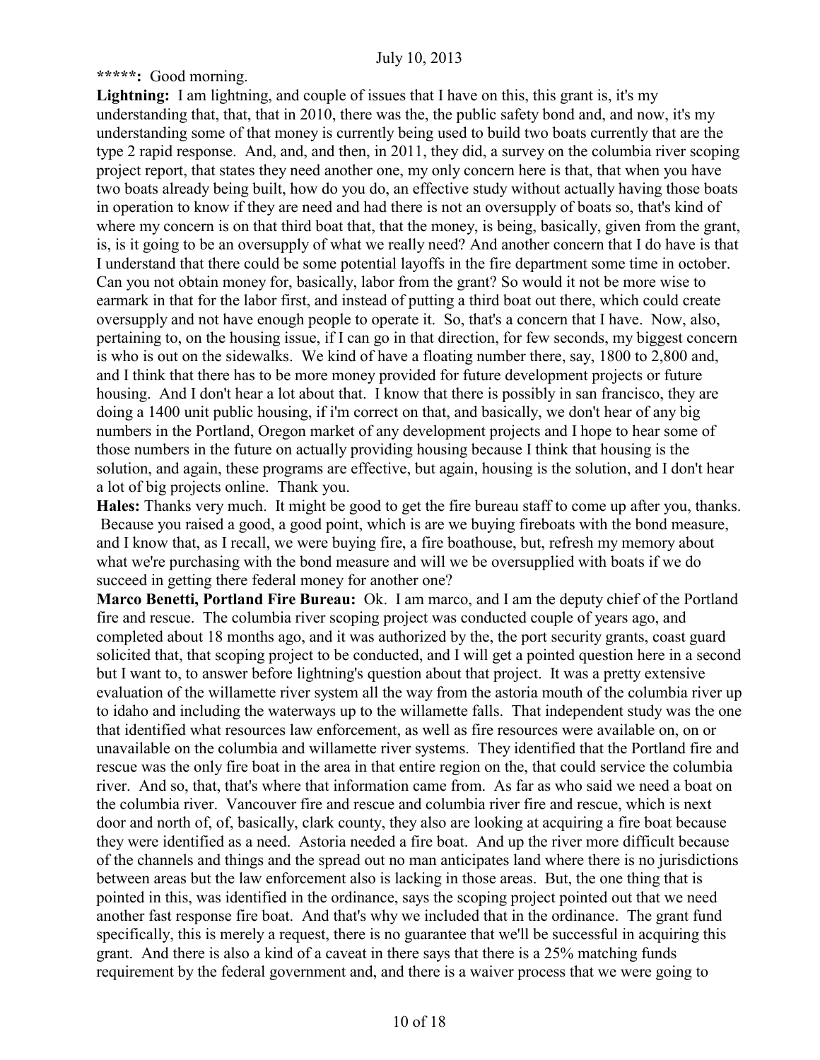**\*\*\*\*\*:** Good morning.

**Lightning:** I am lightning, and couple of issues that I have on this, this grant is, it's my understanding that, that, that in 2010, there was the, the public safety bond and, and now, it's my understanding some of that money is currently being used to build two boats currently that are the type 2 rapid response. And, and, and then, in 2011, they did, a survey on the columbia river scoping project report, that states they need another one, my only concern here is that, that when you have two boats already being built, how do you do, an effective study without actually having those boats in operation to know if they are need and had there is not an oversupply of boats so, that's kind of where my concern is on that third boat that, that the money, is being, basically, given from the grant, is, is it going to be an oversupply of what we really need? And another concern that I do have is that I understand that there could be some potential layoffs in the fire department some time in october. Can you not obtain money for, basically, labor from the grant? So would it not be more wise to earmark in that for the labor first, and instead of putting a third boat out there, which could create oversupply and not have enough people to operate it. So, that's a concern that I have. Now, also, pertaining to, on the housing issue, if I can go in that direction, for few seconds, my biggest concern is who is out on the sidewalks. We kind of have a floating number there, say, 1800 to 2,800 and, and I think that there has to be more money provided for future development projects or future housing. And I don't hear a lot about that. I know that there is possibly in san francisco, they are doing a 1400 unit public housing, if i'm correct on that, and basically, we don't hear of any big numbers in the Portland, Oregon market of any development projects and I hope to hear some of those numbers in the future on actually providing housing because I think that housing is the solution, and again, these programs are effective, but again, housing is the solution, and I don't hear a lot of big projects online. Thank you.

**Hales:** Thanks very much. It might be good to get the fire bureau staff to come up after you, thanks. Because you raised a good, a good point, which is are we buying fireboats with the bond measure, and I know that, as I recall, we were buying fire, a fire boathouse, but, refresh my memory about what we're purchasing with the bond measure and will we be oversupplied with boats if we do succeed in getting there federal money for another one?

**Marco Benetti, Portland Fire Bureau:** Ok. I am marco, and I am the deputy chief of the Portland fire and rescue. The columbia river scoping project was conducted couple of years ago, and completed about 18 months ago, and it was authorized by the, the port security grants, coast guard solicited that, that scoping project to be conducted, and I will get a pointed question here in a second but I want to, to answer before lightning's question about that project. It was a pretty extensive evaluation of the willamette river system all the way from the astoria mouth of the columbia river up to idaho and including the waterways up to the willamette falls. That independent study was the one that identified what resources law enforcement, as well as fire resources were available on, on or unavailable on the columbia and willamette river systems. They identified that the Portland fire and rescue was the only fire boat in the area in that entire region on the, that could service the columbia river. And so, that, that's where that information came from. As far as who said we need a boat on the columbia river. Vancouver fire and rescue and columbia river fire and rescue, which is next door and north of, of, basically, clark county, they also are looking at acquiring a fire boat because they were identified as a need. Astoria needed a fire boat. And up the river more difficult because of the channels and things and the spread out no man anticipates land where there is no jurisdictions between areas but the law enforcement also is lacking in those areas. But, the one thing that is pointed in this, was identified in the ordinance, says the scoping project pointed out that we need another fast response fire boat. And that's why we included that in the ordinance. The grant fund specifically, this is merely a request, there is no guarantee that we'll be successful in acquiring this grant. And there is also a kind of a caveat in there says that there is a 25% matching funds requirement by the federal government and, and there is a waiver process that we were going to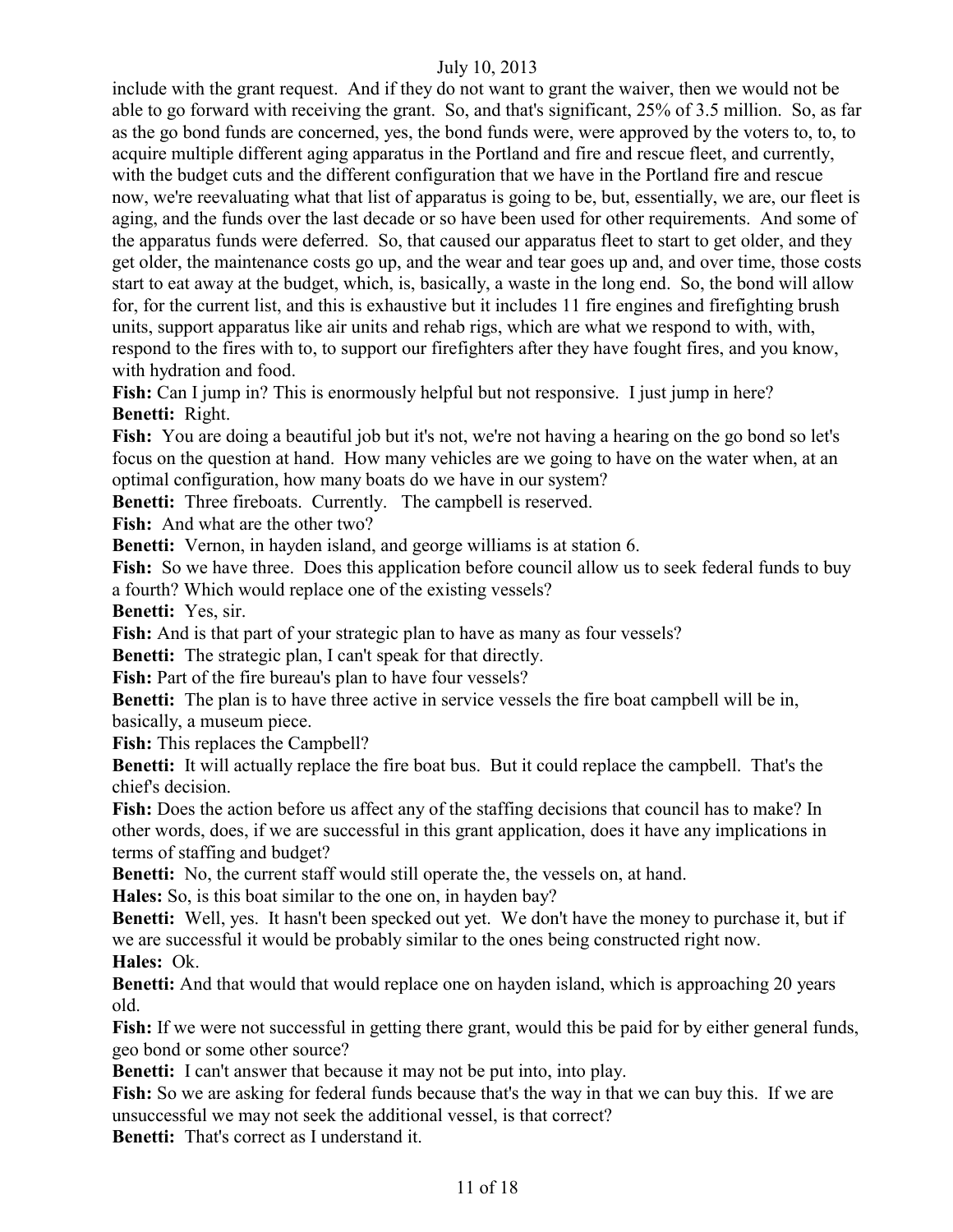include with the grant request. And if they do not want to grant the waiver, then we would not be able to go forward with receiving the grant. So, and that's significant, 25% of 3.5 million. So, as far as the go bond funds are concerned, yes, the bond funds were, were approved by the voters to, to, to acquire multiple different aging apparatus in the Portland and fire and rescue fleet, and currently, with the budget cuts and the different configuration that we have in the Portland fire and rescue now, we're reevaluating what that list of apparatus is going to be, but, essentially, we are, our fleet is aging, and the funds over the last decade or so have been used for other requirements. And some of the apparatus funds were deferred. So, that caused our apparatus fleet to start to get older, and they get older, the maintenance costs go up, and the wear and tear goes up and, and over time, those costs start to eat away at the budget, which, is, basically, a waste in the long end. So, the bond will allow for, for the current list, and this is exhaustive but it includes 11 fire engines and firefighting brush units, support apparatus like air units and rehab rigs, which are what we respond to with, with, respond to the fires with to, to support our firefighters after they have fought fires, and you know, with hydration and food.

**Fish:** Can I jump in? This is enormously helpful but not responsive. I just jump in here?

**Benetti:** Right.

**Fish:** You are doing a beautiful job but it's not, we're not having a hearing on the go bond so let's focus on the question at hand. How many vehicles are we going to have on the water when, at an optimal configuration, how many boats do we have in our system?

**Benetti:** Three fireboats. Currently. The campbell is reserved.

**Fish:** And what are the other two?

**Benetti:** Vernon, in hayden island, and george williams is at station 6.

**Fish:** So we have three. Does this application before council allow us to seek federal funds to buy a fourth? Which would replace one of the existing vessels?

**Benetti:** Yes, sir.

**Fish:** And is that part of your strategic plan to have as many as four vessels?

**Benetti:** The strategic plan, I can't speak for that directly.

**Fish:** Part of the fire bureau's plan to have four vessels?

**Benetti:** The plan is to have three active in service vessels the fire boat campbell will be in, basically, a museum piece.

**Fish:** This replaces the Campbell?

**Benetti:** It will actually replace the fire boat bus. But it could replace the campbell. That's the chief's decision.

**Fish:** Does the action before us affect any of the staffing decisions that council has to make? In other words, does, if we are successful in this grant application, does it have any implications in terms of staffing and budget?

**Benetti:** No, the current staff would still operate the, the vessels on, at hand.

**Hales:** So, is this boat similar to the one on, in hayden bay?

**Benetti:** Well, yes. It hasn't been specked out yet. We don't have the money to purchase it, but if we are successful it would be probably similar to the ones being constructed right now.

**Hales:** Ok.

**Benetti:** And that would that would replace one on hayden island, which is approaching 20 years old.

**Fish:** If we were not successful in getting there grant, would this be paid for by either general funds, geo bond or some other source?

**Benetti:** I can't answer that because it may not be put into, into play.

**Fish:** So we are asking for federal funds because that's the way in that we can buy this. If we are unsuccessful we may not seek the additional vessel, is that correct?

**Benetti:** That's correct as I understand it.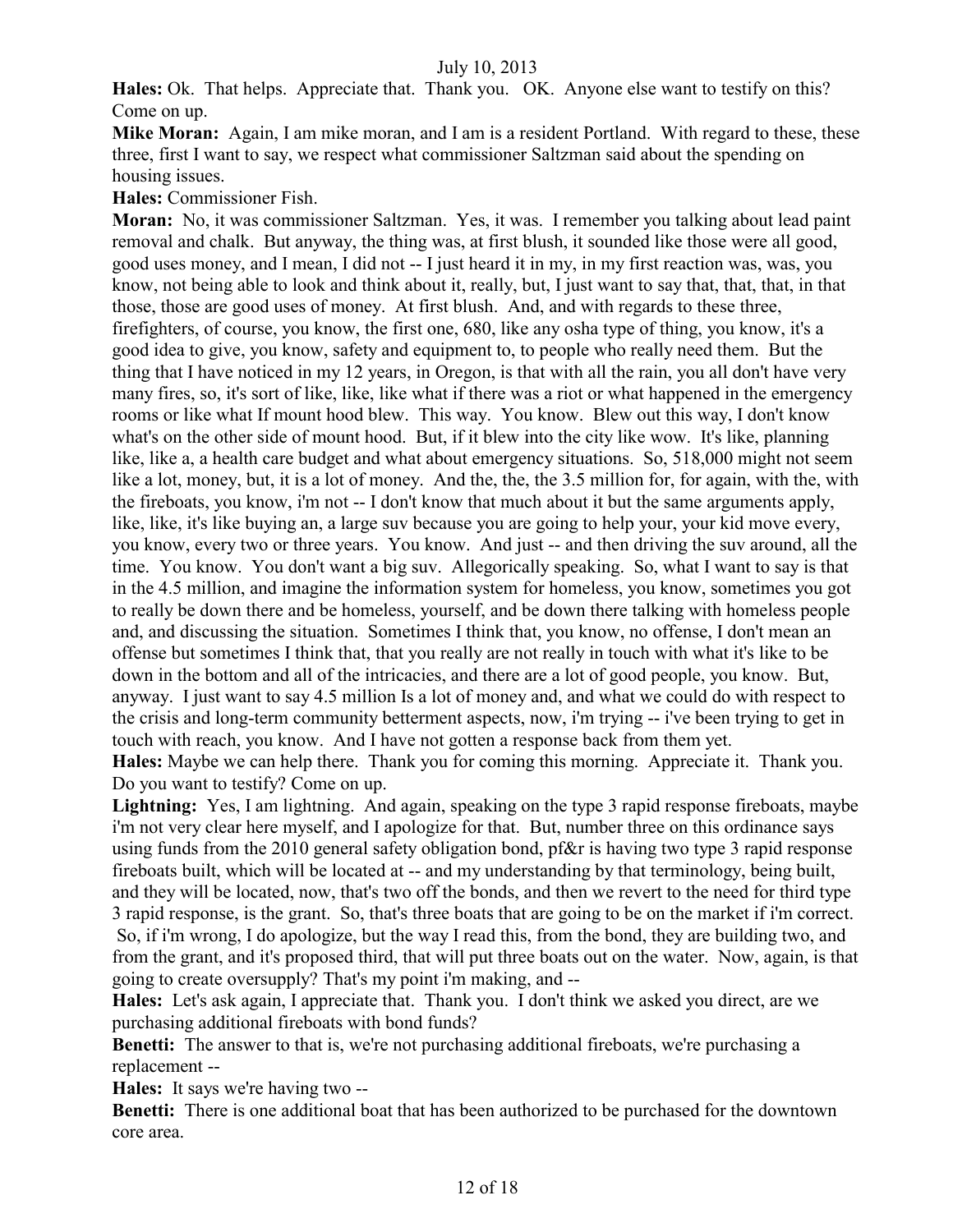**Hales:** Ok. That helps. Appreciate that. Thank you. OK. Anyone else want to testify on this? Come on up.

**Mike Moran:** Again, I am mike moran, and I am is a resident Portland. With regard to these, these three, first I want to say, we respect what commissioner Saltzman said about the spending on housing issues.

**Hales:** Commissioner Fish.

**Moran:** No, it was commissioner Saltzman. Yes, it was. I remember you talking about lead paint removal and chalk. But anyway, the thing was, at first blush, it sounded like those were all good, good uses money, and I mean, I did not -- I just heard it in my, in my first reaction was, was, you know, not being able to look and think about it, really, but, I just want to say that, that, that, in that those, those are good uses of money. At first blush. And, and with regards to these three, firefighters, of course, you know, the first one, 680, like any osha type of thing, you know, it's a good idea to give, you know, safety and equipment to, to people who really need them. But the thing that I have noticed in my 12 years, in Oregon, is that with all the rain, you all don't have very many fires, so, it's sort of like, like, like what if there was a riot or what happened in the emergency rooms or like what If mount hood blew. This way. You know. Blew out this way, I don't know what's on the other side of mount hood. But, if it blew into the city like wow. It's like, planning like, like a, a health care budget and what about emergency situations. So, 518,000 might not seem like a lot, money, but, it is a lot of money. And the, the, the 3.5 million for, for again, with the, with the fireboats, you know, i'm not -- I don't know that much about it but the same arguments apply, like, like, it's like buying an, a large suv because you are going to help your, your kid move every, you know, every two or three years. You know. And just -- and then driving the suv around, all the time. You know. You don't want a big suv. Allegorically speaking. So, what I want to say is that in the 4.5 million, and imagine the information system for homeless, you know, sometimes you got to really be down there and be homeless, yourself, and be down there talking with homeless people and, and discussing the situation. Sometimes I think that, you know, no offense, I don't mean an offense but sometimes I think that, that you really are not really in touch with what it's like to be down in the bottom and all of the intricacies, and there are a lot of good people, you know. But, anyway. I just want to say 4.5 million Is a lot of money and, and what we could do with respect to the crisis and long-term community betterment aspects, now, i'm trying -- i've been trying to get in touch with reach, you know. And I have not gotten a response back from them yet.

**Hales:** Maybe we can help there. Thank you for coming this morning. Appreciate it. Thank you. Do you want to testify? Come on up.

**Lightning:** Yes, I am lightning. And again, speaking on the type 3 rapid response fireboats, maybe i'm not very clear here myself, and I apologize for that. But, number three on this ordinance says using funds from the 2010 general safety obligation bond, pf&r is having two type 3 rapid response fireboats built, which will be located at -- and my understanding by that terminology, being built, and they will be located, now, that's two off the bonds, and then we revert to the need for third type 3 rapid response, is the grant. So, that's three boats that are going to be on the market if i'm correct. So, if i'm wrong, I do apologize, but the way I read this, from the bond, they are building two, and from the grant, and it's proposed third, that will put three boats out on the water. Now, again, is that going to create oversupply? That's my point i'm making, and --

**Hales:** Let's ask again, I appreciate that. Thank you. I don't think we asked you direct, are we purchasing additional fireboats with bond funds?

**Benetti:** The answer to that is, we're not purchasing additional fireboats, we're purchasing a replacement --

**Hales:** It says we're having two --

**Benetti:** There is one additional boat that has been authorized to be purchased for the downtown core area.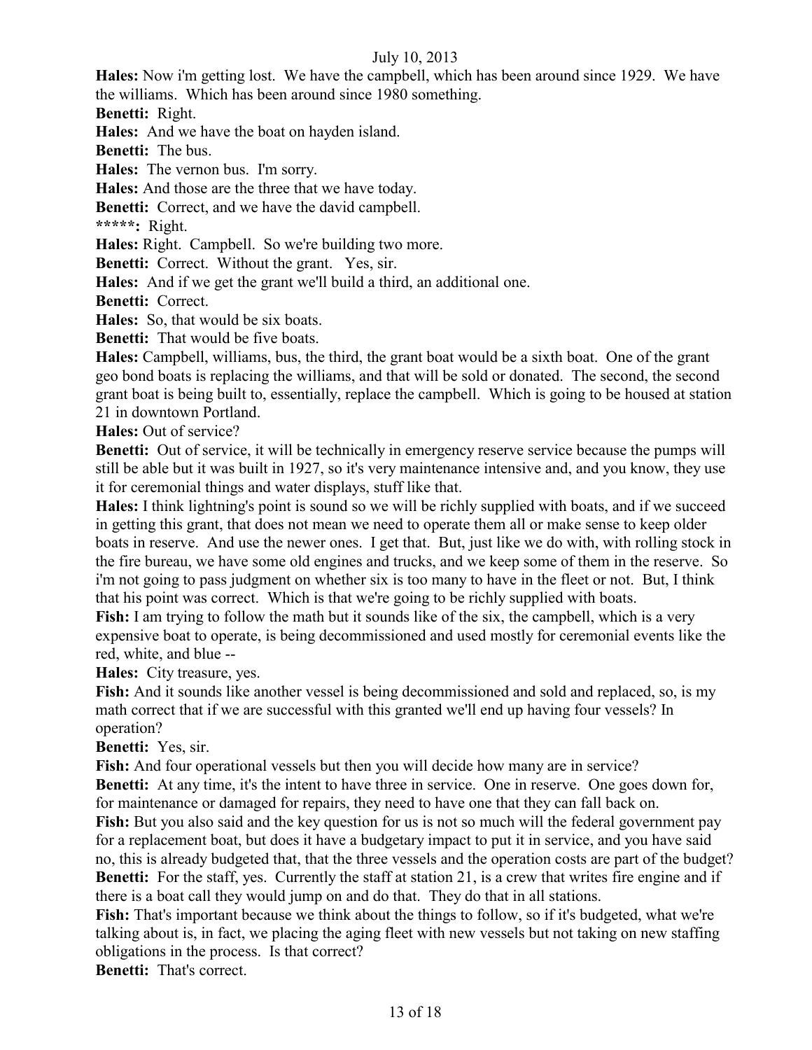**Hales:** Now i'm getting lost. We have the campbell, which has been around since 1929. We have the williams. Which has been around since 1980 something.

**Benetti:** Right.

**Hales:** And we have the boat on hayden island.

**Benetti:** The bus.

**Hales:** The vernon bus. I'm sorry.

**Hales:** And those are the three that we have today.

**Benetti:** Correct, and we have the david campbell.

**\*\*\*\*\*:** Right.

**Hales:** Right. Campbell. So we're building two more.

**Benetti:** Correct. Without the grant. Yes, sir.

**Hales:** And if we get the grant we'll build a third, an additional one.

**Benetti:** Correct.

**Hales:** So, that would be six boats.

**Benetti:** That would be five boats.

**Hales:** Campbell, williams, bus, the third, the grant boat would be a sixth boat. One of the grant geo bond boats is replacing the williams, and that will be sold or donated. The second, the second grant boat is being built to, essentially, replace the campbell. Which is going to be housed at station 21 in downtown Portland.

**Hales:** Out of service?

**Benetti:** Out of service, it will be technically in emergency reserve service because the pumps will still be able but it was built in 1927, so it's very maintenance intensive and, and you know, they use it for ceremonial things and water displays, stuff like that.

**Hales:** I think lightning's point is sound so we will be richly supplied with boats, and if we succeed in getting this grant, that does not mean we need to operate them all or make sense to keep older boats in reserve. And use the newer ones. I get that. But, just like we do with, with rolling stock in the fire bureau, we have some old engines and trucks, and we keep some of them in the reserve. So i'm not going to pass judgment on whether six is too many to have in the fleet or not. But, I think that his point was correct. Which is that we're going to be richly supplied with boats.

**Fish:** I am trying to follow the math but it sounds like of the six, the campbell, which is a very expensive boat to operate, is being decommissioned and used mostly for ceremonial events like the red, white, and blue --

**Hales:** City treasure, yes.

**Fish:** And it sounds like another vessel is being decommissioned and sold and replaced, so, is my math correct that if we are successful with this granted we'll end up having four vessels? In operation?

**Benetti:** Yes, sir.

**Fish:** And four operational vessels but then you will decide how many are in service?

**Benetti:** At any time, it's the intent to have three in service. One in reserve. One goes down for, for maintenance or damaged for repairs, they need to have one that they can fall back on.

**Fish:** But you also said and the key question for us is not so much will the federal government pay for a replacement boat, but does it have a budgetary impact to put it in service, and you have said no, this is already budgeted that, that the three vessels and the operation costs are part of the budget?

**Benetti:** For the staff, yes. Currently the staff at station 21, is a crew that writes fire engine and if there is a boat call they would jump on and do that. They do that in all stations.

**Fish:** That's important because we think about the things to follow, so if it's budgeted, what we're talking about is, in fact, we placing the aging fleet with new vessels but not taking on new staffing obligations in the process. Is that correct?

**Benetti:** That's correct.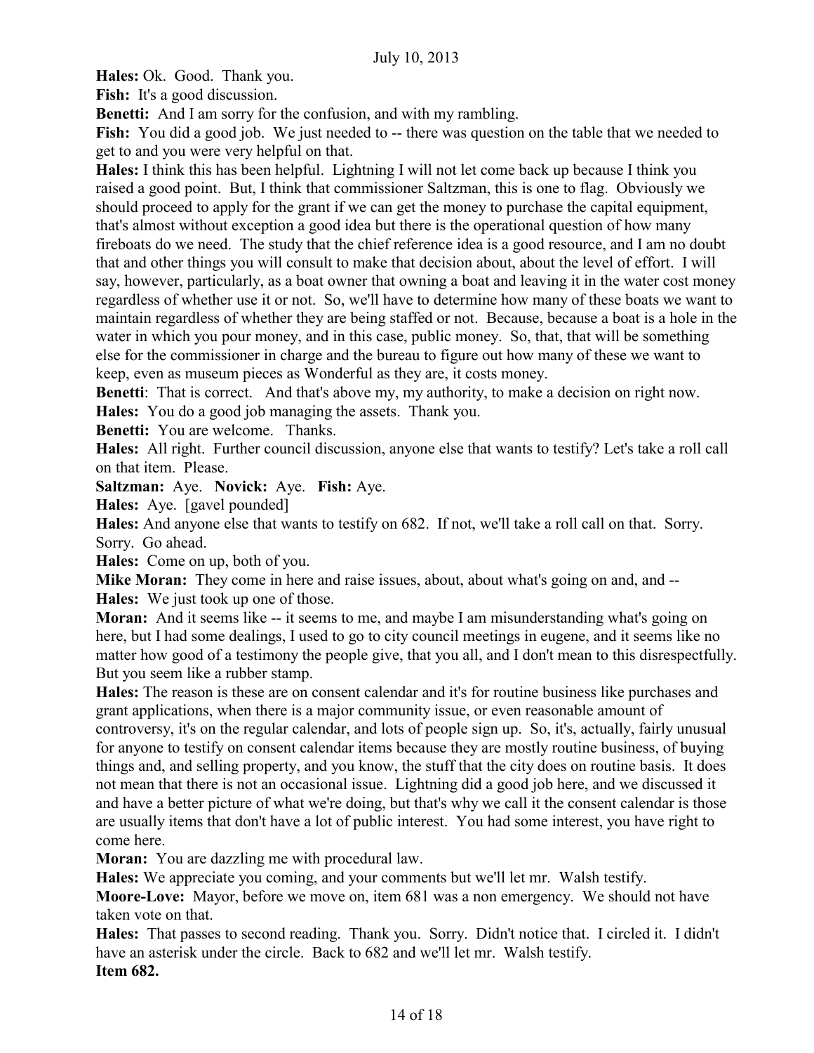**Hales:** Ok. Good. Thank you.

**Fish:** It's a good discussion.

**Benetti:** And I am sorry for the confusion, and with my rambling.

**Fish:** You did a good job. We just needed to -- there was question on the table that we needed to get to and you were very helpful on that.

**Hales:** I think this has been helpful. Lightning I will not let come back up because I think you raised a good point. But, I think that commissioner Saltzman, this is one to flag. Obviously we should proceed to apply for the grant if we can get the money to purchase the capital equipment, that's almost without exception a good idea but there is the operational question of how many fireboats do we need. The study that the chief reference idea is a good resource, and I am no doubt that and other things you will consult to make that decision about, about the level of effort. I will say, however, particularly, as a boat owner that owning a boat and leaving it in the water cost money regardless of whether use it or not. So, we'll have to determine how many of these boats we want to maintain regardless of whether they are being staffed or not. Because, because a boat is a hole in the water in which you pour money, and in this case, public money. So, that, that will be something else for the commissioner in charge and the bureau to figure out how many of these we want to keep, even as museum pieces as Wonderful as they are, it costs money.

**Benetti**: That is correct. And that's above my, my authority, to make a decision on right now.

**Hales:** You do a good job managing the assets. Thank you.

**Benetti:** You are welcome. Thanks.

**Hales:** All right. Further council discussion, anyone else that wants to testify? Let's take a roll call on that item. Please.

**Saltzman:** Aye. **Novick:** Aye. **Fish:** Aye.

**Hales:** Aye. [gavel pounded]

**Hales:** And anyone else that wants to testify on 682. If not, we'll take a roll call on that. Sorry. Sorry. Go ahead.

**Hales:** Come on up, both of you.

**Mike Moran:** They come in here and raise issues, about, about what's going on and, and --

**Hales:** We just took up one of those.

**Moran:** And it seems like -- it seems to me, and maybe I am misunderstanding what's going on here, but I had some dealings, I used to go to city council meetings in eugene, and it seems like no matter how good of a testimony the people give, that you all, and I don't mean to this disrespectfully. But you seem like a rubber stamp.

**Hales:** The reason is these are on consent calendar and it's for routine business like purchases and grant applications, when there is a major community issue, or even reasonable amount of controversy, it's on the regular calendar, and lots of people sign up. So, it's, actually, fairly unusual for anyone to testify on consent calendar items because they are mostly routine business, of buying things and, and selling property, and you know, the stuff that the city does on routine basis. It does not mean that there is not an occasional issue. Lightning did a good job here, and we discussed it and have a better picture of what we're doing, but that's why we call it the consent calendar is those are usually items that don't have a lot of public interest. You had some interest, you have right to come here.

**Moran:** You are dazzling me with procedural law.

**Hales:** We appreciate you coming, and your comments but we'll let mr. Walsh testify.

**Moore-Love:** Mayor, before we move on, item 681 was a non emergency. We should not have taken vote on that.

**Hales:** That passes to second reading. Thank you. Sorry. Didn't notice that. I circled it. I didn't have an asterisk under the circle. Back to 682 and we'll let mr. Walsh testify.

**Item 682.**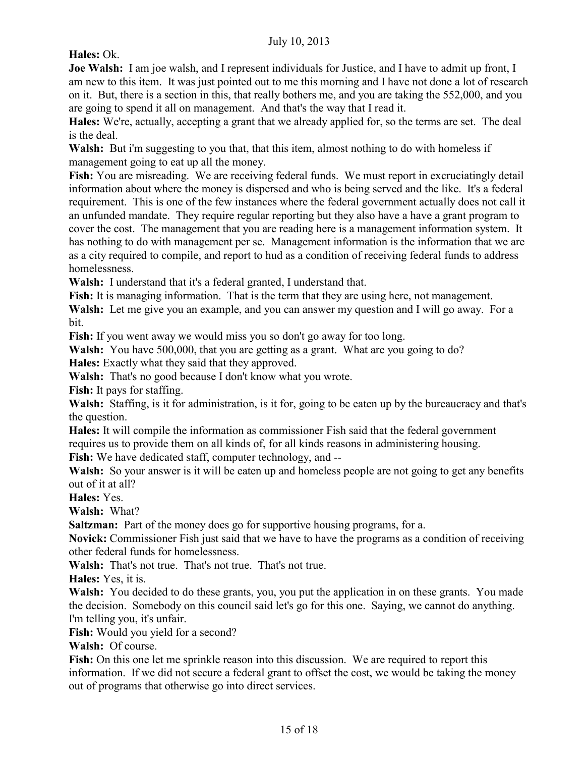**Hales:** Ok.

**Joe Walsh:** I am joe walsh, and I represent individuals for Justice, and I have to admit up front, I am new to this item. It was just pointed out to me this morning and I have not done a lot of research on it. But, there is a section in this, that really bothers me, and you are taking the 552,000, and you are going to spend it all on management. And that's the way that I read it.

**Hales:** We're, actually, accepting a grant that we already applied for, so the terms are set. The deal is the deal.

**Walsh:** But i'm suggesting to you that, that this item, almost nothing to do with homeless if management going to eat up all the money.

**Fish:** You are misreading. We are receiving federal funds. We must report in excruciatingly detail information about where the money is dispersed and who is being served and the like. It's a federal requirement. This is one of the few instances where the federal government actually does not call it an unfunded mandate. They require regular reporting but they also have a have a grant program to cover the cost. The management that you are reading here is a management information system. It has nothing to do with management per se. Management information is the information that we are as a city required to compile, and report to hud as a condition of receiving federal funds to address homelessness.

**Walsh:** I understand that it's a federal granted, I understand that.

**Fish:** It is managing information. That is the term that they are using here, not management.

**Walsh:** Let me give you an example, and you can answer my question and I will go away. For a bit.

**Fish:** If you went away we would miss you so don't go away for too long.

**Walsh:** You have 500,000, that you are getting as a grant. What are you going to do?

**Hales:** Exactly what they said that they approved.

**Walsh:** That's no good because I don't know what you wrote.

**Fish:** It pays for staffing.

**Walsh:** Staffing, is it for administration, is it for, going to be eaten up by the bureaucracy and that's the question.

**Hales:** It will compile the information as commissioner Fish said that the federal government requires us to provide them on all kinds of, for all kinds reasons in administering housing.

**Fish:** We have dedicated staff, computer technology, and --

**Walsh:** So your answer is it will be eaten up and homeless people are not going to get any benefits out of it at all?

**Hales:** Yes.

**Walsh:** What?

**Saltzman:** Part of the money does go for supportive housing programs, for a.

**Novick:** Commissioner Fish just said that we have to have the programs as a condition of receiving other federal funds for homelessness.

**Walsh:** That's not true. That's not true. That's not true.

**Hales:** Yes, it is.

**Walsh:** You decided to do these grants, you, you put the application in on these grants. You made the decision. Somebody on this council said let's go for this one. Saying, we cannot do anything. I'm telling you, it's unfair.

**Fish:** Would you yield for a second?

**Walsh:** Of course.

**Fish:** On this one let me sprinkle reason into this discussion. We are required to report this information. If we did not secure a federal grant to offset the cost, we would be taking the money out of programs that otherwise go into direct services.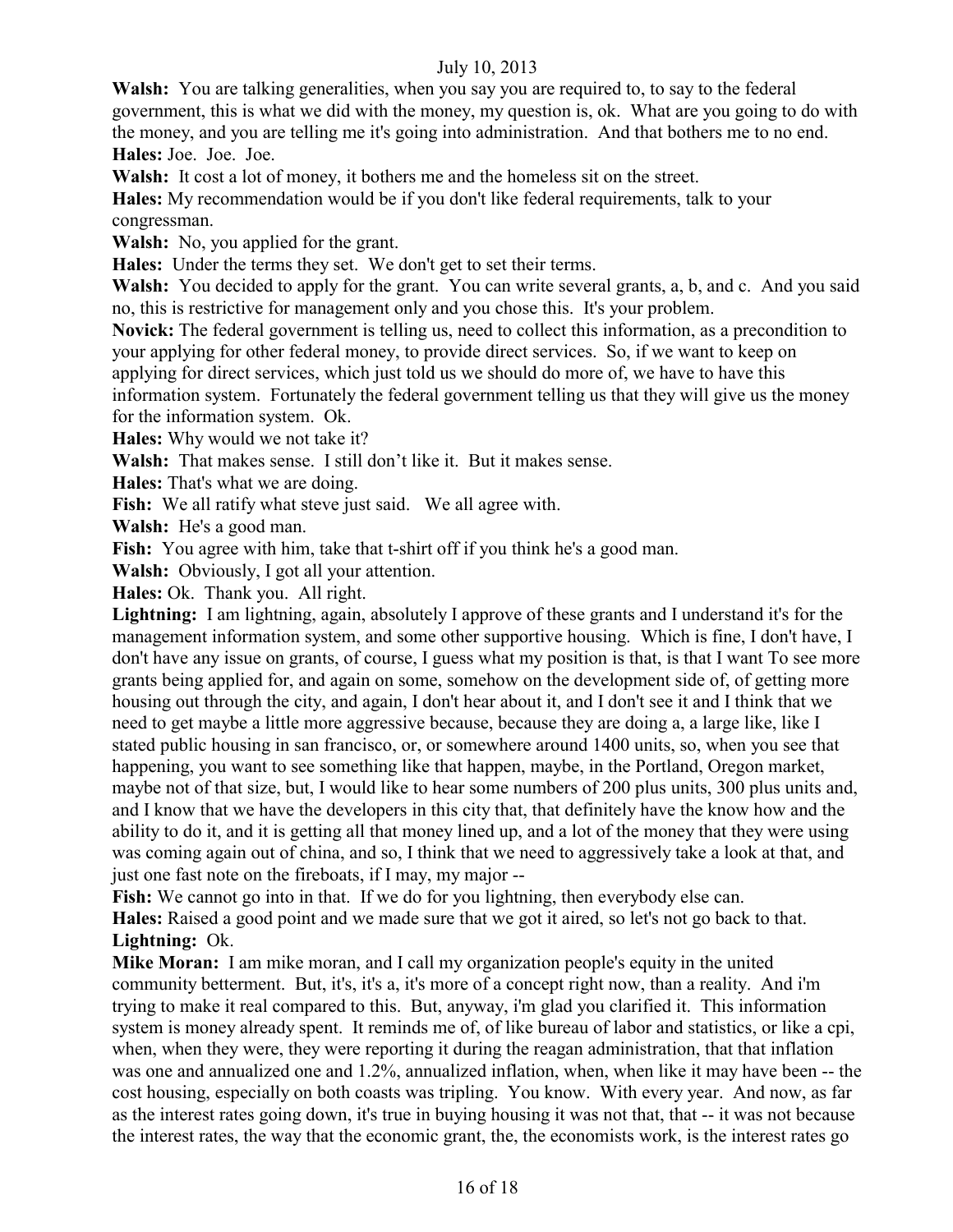**Walsh:** You are talking generalities, when you say you are required to, to say to the federal government, this is what we did with the money, my question is, ok. What are you going to do with the money, and you are telling me it's going into administration. And that bothers me to no end.

**Hales:** Joe. Joe. Joe.

**Walsh:** It cost a lot of money, it bothers me and the homeless sit on the street.

**Hales:** My recommendation would be if you don't like federal requirements, talk to your congressman.

**Walsh:** No, you applied for the grant.

**Hales:** Under the terms they set. We don't get to set their terms.

**Walsh:** You decided to apply for the grant. You can write several grants, a, b, and c. And you said no, this is restrictive for management only and you chose this. It's your problem.

**Novick:** The federal government is telling us, need to collect this information, as a precondition to your applying for other federal money, to provide direct services. So, if we want to keep on applying for direct services, which just told us we should do more of, we have to have this information system. Fortunately the federal government telling us that they will give us the money for the information system. Ok.

**Hales:** Why would we not take it?

**Walsh:** That makes sense. I still don't like it. But it makes sense.

**Hales:** That's what we are doing.

**Fish:** We all ratify what steve just said. We all agree with.

**Walsh:** He's a good man.

**Fish:** You agree with him, take that t-shirt off if you think he's a good man.

**Walsh:** Obviously, I got all your attention.

**Hales:** Ok. Thank you. All right.

**Lightning:** I am lightning, again, absolutely I approve of these grants and I understand it's for the management information system, and some other supportive housing. Which is fine, I don't have, I don't have any issue on grants, of course, I guess what my position is that, is that I want To see more grants being applied for, and again on some, somehow on the development side of, of getting more housing out through the city, and again, I don't hear about it, and I don't see it and I think that we need to get maybe a little more aggressive because, because they are doing a, a large like, like I stated public housing in san francisco, or, or somewhere around 1400 units, so, when you see that happening, you want to see something like that happen, maybe, in the Portland, Oregon market, maybe not of that size, but, I would like to hear some numbers of 200 plus units, 300 plus units and, and I know that we have the developers in this city that, that definitely have the know how and the ability to do it, and it is getting all that money lined up, and a lot of the money that they were using was coming again out of china, and so, I think that we need to aggressively take a look at that, and just one fast note on the fireboats, if I may, my major --

**Fish:** We cannot go into in that. If we do for you lightning, then everybody else can.

**Hales:** Raised a good point and we made sure that we got it aired, so let's not go back to that.

**Lightning:** Ok.

**Mike Moran:** I am mike moran, and I call my organization people's equity in the united community betterment. But, it's, it's a, it's more of a concept right now, than a reality. And i'm trying to make it real compared to this. But, anyway, i'm glad you clarified it. This information system is money already spent. It reminds me of, of like bureau of labor and statistics, or like a cpi, when, when they were, they were reporting it during the reagan administration, that that inflation was one and annualized one and 1.2%, annualized inflation, when, when like it may have been -- the cost housing, especially on both coasts was tripling. You know. With every year. And now, as far as the interest rates going down, it's true in buying housing it was not that, that -- it was not because the interest rates, the way that the economic grant, the, the economists work, is the interest rates go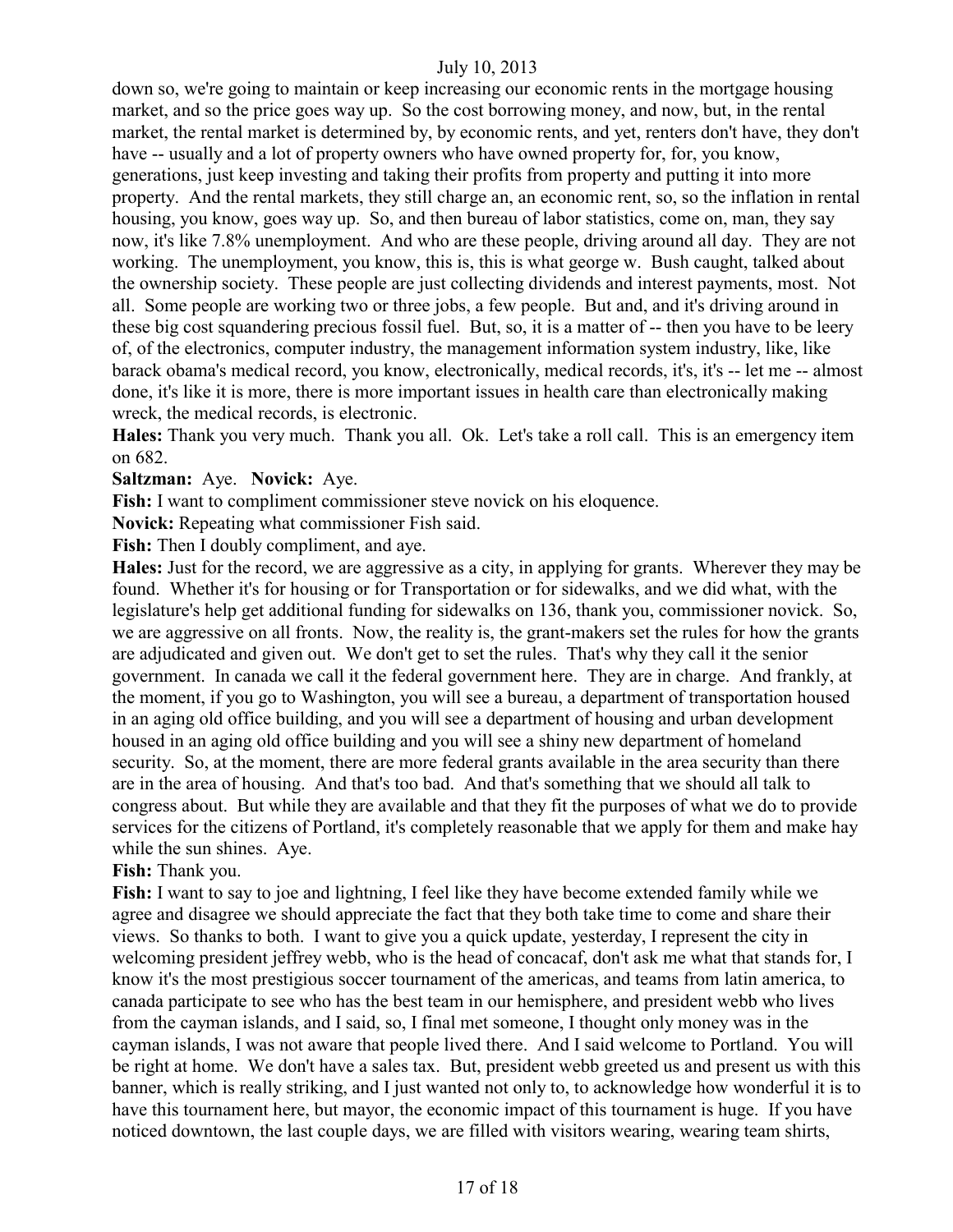down so, we're going to maintain or keep increasing our economic rents in the mortgage housing market, and so the price goes way up. So the cost borrowing money, and now, but, in the rental market, the rental market is determined by, by economic rents, and yet, renters don't have, they don't have -- usually and a lot of property owners who have owned property for, for, you know, generations, just keep investing and taking their profits from property and putting it into more property. And the rental markets, they still charge an, an economic rent, so, so the inflation in rental housing, you know, goes way up. So, and then bureau of labor statistics, come on, man, they say now, it's like 7.8% unemployment. And who are these people, driving around all day. They are not working. The unemployment, you know, this is, this is what george w. Bush caught, talked about the ownership society. These people are just collecting dividends and interest payments, most. Not all. Some people are working two or three jobs, a few people. But and, and it's driving around in these big cost squandering precious fossil fuel. But, so, it is a matter of -- then you have to be leery of, of the electronics, computer industry, the management information system industry, like, like barack obama's medical record, you know, electronically, medical records, it's, it's -- let me -- almost done, it's like it is more, there is more important issues in health care than electronically making wreck, the medical records, is electronic.

**Hales:** Thank you very much. Thank you all. Ok. Let's take a roll call. This is an emergency item on 682.

**Saltzman:** Aye. **Novick:** Aye.

**Fish:** I want to compliment commissioner steve novick on his eloquence.

**Novick:** Repeating what commissioner Fish said.

**Fish:** Then I doubly compliment, and aye.

**Hales:** Just for the record, we are aggressive as a city, in applying for grants. Wherever they may be found. Whether it's for housing or for Transportation or for sidewalks, and we did what, with the legislature's help get additional funding for sidewalks on 136, thank you, commissioner novick. So, we are aggressive on all fronts. Now, the reality is, the grant-makers set the rules for how the grants are adjudicated and given out. We don't get to set the rules. That's why they call it the senior government. In canada we call it the federal government here. They are in charge. And frankly, at the moment, if you go to Washington, you will see a bureau, a department of transportation housed in an aging old office building, and you will see a department of housing and urban development housed in an aging old office building and you will see a shiny new department of homeland security. So, at the moment, there are more federal grants available in the area security than there are in the area of housing. And that's too bad. And that's something that we should all talk to congress about. But while they are available and that they fit the purposes of what we do to provide services for the citizens of Portland, it's completely reasonable that we apply for them and make hay while the sun shines. Aye.

**Fish:** Thank you.

**Fish:** I want to say to joe and lightning, I feel like they have become extended family while we agree and disagree we should appreciate the fact that they both take time to come and share their views. So thanks to both. I want to give you a quick update, yesterday, I represent the city in welcoming president jeffrey webb, who is the head of concacaf, don't ask me what that stands for, I know it's the most prestigious soccer tournament of the americas, and teams from latin america, to canada participate to see who has the best team in our hemisphere, and president webb who lives from the cayman islands, and I said, so, I final met someone, I thought only money was in the cayman islands, I was not aware that people lived there. And I said welcome to Portland. You will be right at home. We don't have a sales tax. But, president webb greeted us and present us with this banner, which is really striking, and I just wanted not only to, to acknowledge how wonderful it is to have this tournament here, but mayor, the economic impact of this tournament is huge. If you have noticed downtown, the last couple days, we are filled with visitors wearing, wearing team shirts,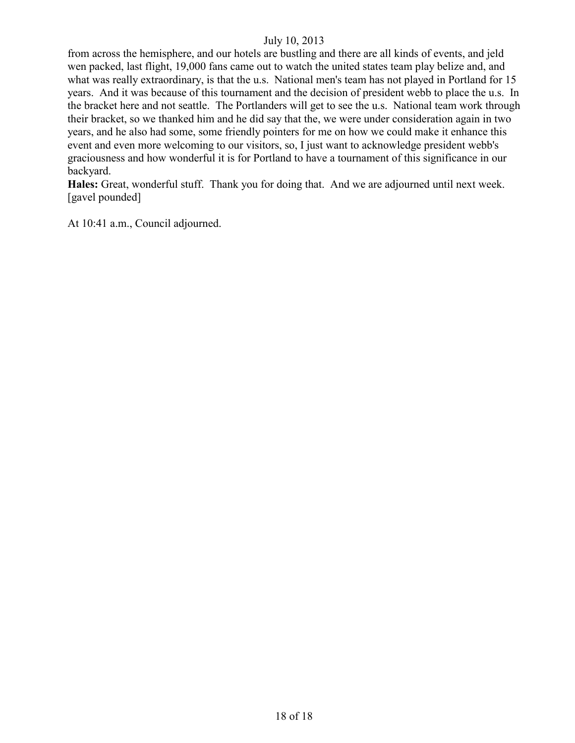from across the hemisphere, and our hotels are bustling and there are all kinds of events, and jeld wen packed, last flight, 19,000 fans came out to watch the united states team play belize and, and what was really extraordinary, is that the u.s.  National men's team has not played in Portland for 15 years.  And it was because of this tournament and the decision of president webb to place the u.s.  In the bracket here and not seattle.  The Portlanders will get to see the u.s.  National team work through their bracket, so we thanked him and he did say that the, we were under consideration again in two years, and he also had some, some friendly pointers for me on how we could make it enhance this event and even more welcoming to our visitors, so, I just want to acknowledge president webb's graciousness and how wonderful it is for Portland to have a tournament of this significance in our backyard.

**Hales:** Great, wonderful stuff.  Thank you for doing that.  And we are adjourned until next week. [gavel pounded]

At 10:41 a.m., Council adjourned.